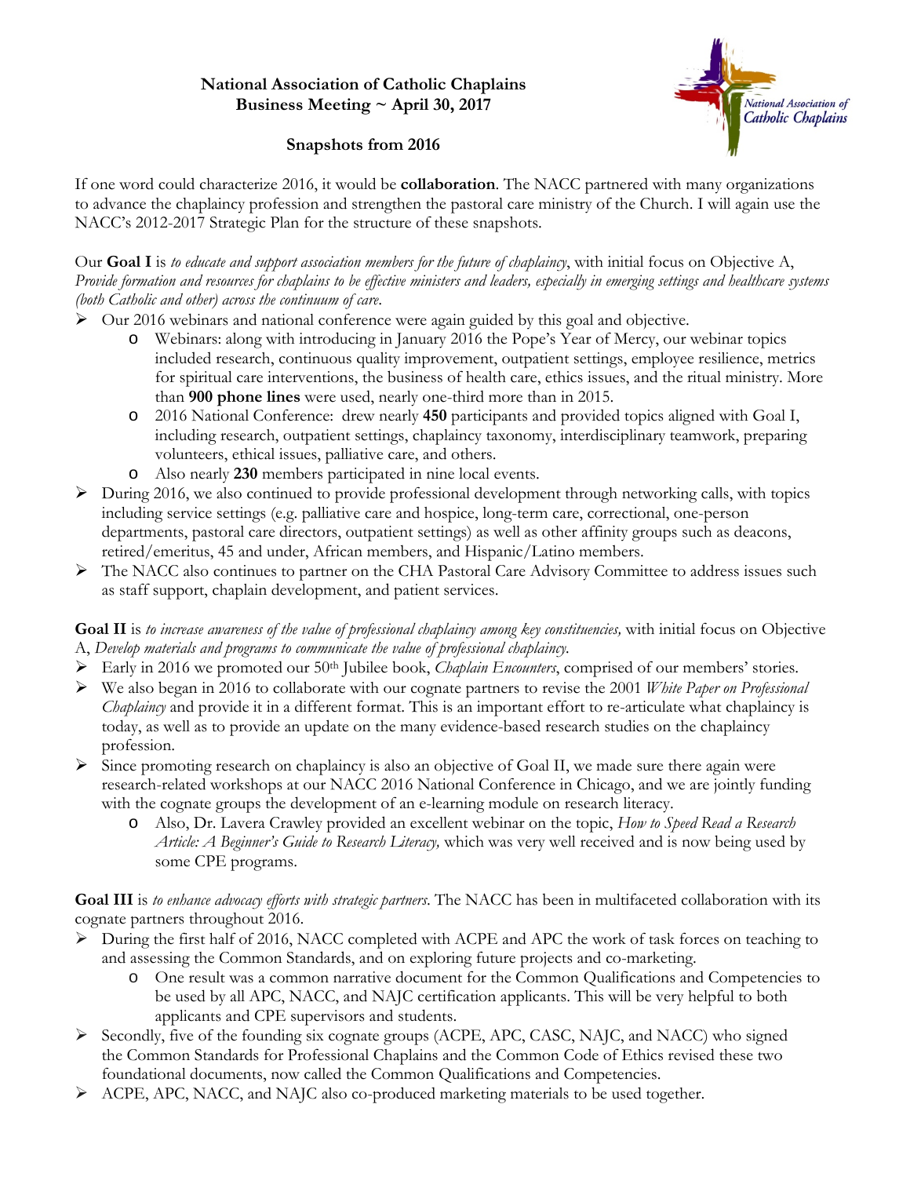**National Association of Catholic Chaplains**
**Business Meeting ~ April 30, 2017**

**Snapshots from 2016**

If one word could characterize 2016, it would be **collaboration**. The NACC partnered with many organizations to advance the chaplaincy profession and strengthen the pastoral care ministry of the Church. I will again use the NACC's 2012-2017 Strategic Plan for the structure of these snapshots.

Our **Goal I** is *to educate and support association members for the future of chaplaincy*, with initial focus on Objective A, *Provide formation and resources for chaplains to be effective ministers and leaders, especially in emerging settings and healthcare systems (both Catholic and other) across the continuum of care*.

- Our 2016 webinars and national conference were again guided by this goal and objective.
  - Webinars: along with introducing in January 2016 the Pope's Year of Mercy, our webinar topics included research, continuous quality improvement, outpatient settings, employee resilience, metrics for spiritual care interventions, the business of health care, ethics issues, and the ritual ministry. More than **900 phone lines** were used, nearly one-third more than in 2015.
  - 2016 National Conference: drew nearly **450** participants and provided topics aligned with Goal I, including research, outpatient settings, chaplaincy taxonomy, interdisciplinary teamwork, preparing volunteers, ethical issues, palliative care, and others.
  - Also nearly **230** members participated in nine local events.
- During 2016, we also continued to provide professional development through networking calls, with topics including service settings (e.g. palliative care and hospice, long-term care, correctional, one-person departments, pastoral care directors, outpatient settings) as well as other affinity groups such as deacons, retired/emeritus, 45 and under, African members, and Hispanic/Latino members.
- The NACC also continues to partner on the CHA Pastoral Care Advisory Committee to address issues such as staff support, chaplain development, and patient services.

**Goal II** is *to increase awareness of the value of professional chaplaincy among key constituencies,* with initial focus on Objective A, *Develop materials and programs to communicate the value of professional chaplaincy.*

- Early in 2016 we promoted our 50th Jubilee book, *Chaplain Encounters*, comprised of our members' stories.
- We also began in 2016 to collaborate with our cognate partners to revise the 2001 *White Paper on Professional Chaplaincy* and provide it in a different format. This is an important effort to re-articulate what chaplaincy is today, as well as to provide an update on the many evidence-based research studies on the chaplaincy profession.
- Since promoting research on chaplaincy is also an objective of Goal II, we made sure there again were research-related workshops at our NACC 2016 National Conference in Chicago, and we are jointly funding with the cognate groups the development of an e-learning module on research literacy.
  - Also, Dr. Lavera Crawley provided an excellent webinar on the topic, *How to Speed Read a Research Article: A Beginner's Guide to Research Literacy,* which was very well received and is now being used by some CPE programs.

**Goal III** is *to enhance advocacy efforts with strategic partners*. The NACC has been in multifaceted collaboration with its cognate partners throughout 2016.

- During the first half of 2016, NACC completed with ACPE and APC the work of task forces on teaching to and assessing the Common Standards, and on exploring future projects and co-marketing.
  - One result was a common narrative document for the Common Qualifications and Competencies to be used by all APC, NACC, and NAJC certification applicants. This will be very helpful to both applicants and CPE supervisors and students.
- Secondly, five of the founding six cognate groups (ACPE, APC, CASC, NAJC, and NACC) who signed the Common Standards for Professional Chaplains and the Common Code of Ethics revised these two foundational documents, now called the Common Qualifications and Competencies.
- ACPE, APC, NACC, and NAJC also co-produced marketing materials to be used together.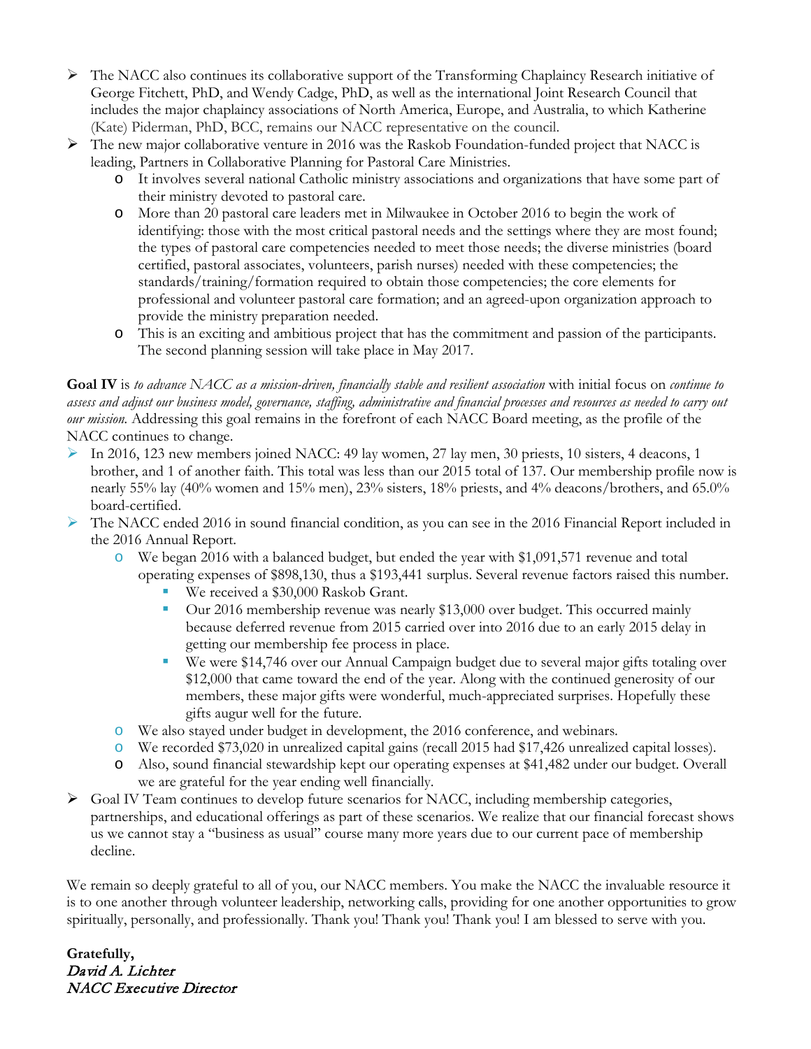- The NACC also continues its collaborative support of the Transforming Chaplaincy Research initiative of George Fitchett, PhD, and Wendy Cadge, PhD, as well as the international Joint Research Council that includes the major chaplaincy associations of North America, Europe, and Australia, to which Katherine (Kate) Piderman, PhD, BCC, remains our NACC representative on the council.
- The new major collaborative venture in 2016 was the Raskob Foundation-funded project that NACC is leading, Partners in Collaborative Planning for Pastoral Care Ministries.
  - It involves several national Catholic ministry associations and organizations that have some part of their ministry devoted to pastoral care.
  - More than 20 pastoral care leaders met in Milwaukee in October 2016 to begin the work of identifying: those with the most critical pastoral needs and the settings where they are most found; the types of pastoral care competencies needed to meet those needs; the diverse ministries (board certified, pastoral associates, volunteers, parish nurses) needed with these competencies; the standards/training/formation required to obtain those competencies; the core elements for professional and volunteer pastoral care formation; and an agreed-upon organization approach to provide the ministry preparation needed.
  - This is an exciting and ambitious project that has the commitment and passion of the participants. The second planning session will take place in May 2017.

**Goal IV** is *to advance NACC as a mission-driven, financially stable and resilient association* with initial focus on *continue to assess and adjust our business model, governance, staffing, administrative and financial processes and resources as needed to carry out our mission.* Addressing this goal remains in the forefront of each NACC Board meeting, as the profile of the NACC continues to change.

- In 2016, 123 new members joined NACC: 49 lay women, 27 lay men, 30 priests, 10 sisters, 4 deacons, 1 brother, and 1 of another faith. This total was less than our 2015 total of 137. Our membership profile now is nearly 55% lay (40% women and 15% men), 23% sisters, 18% priests, and 4% deacons/brothers, and 65.0% board-certified.
- The NACC ended 2016 in sound financial condition, as you can see in the 2016 Financial Report included in the 2016 Annual Report.
  - We began 2016 with a balanced budget, but ended the year with $1,091,571 revenue and total operating expenses of $898,130, thus a $193,441 surplus. Several revenue factors raised this number.
    - We received a $30,000 Raskob Grant.
    - Our 2016 membership revenue was nearly $13,000 over budget. This occurred mainly because deferred revenue from 2015 carried over into 2016 due to an early 2015 delay in getting our membership fee process in place.
    - We were $14,746 over our Annual Campaign budget due to several major gifts totaling over $12,000 that came toward the end of the year. Along with the continued generosity of our members, these major gifts were wonderful, much-appreciated surprises. Hopefully these gifts augur well for the future.
  - We also stayed under budget in development, the 2016 conference, and webinars.
  - We recorded $73,020 in unrealized capital gains (recall 2015 had $17,426 unrealized capital losses).
  - Also, sound financial stewardship kept our operating expenses at $41,482 under our budget. Overall we are grateful for the year ending well financially.
- Goal IV Team continues to develop future scenarios for NACC, including membership categories, partnerships, and educational offerings as part of these scenarios. We realize that our financial forecast shows us we cannot stay a "business as usual" course many more years due to our current pace of membership decline.

We remain so deeply grateful to all of you, our NACC members. You make the NACC the invaluable resource it is to one another through volunteer leadership, networking calls, providing for one another opportunities to grow spiritually, personally, and professionally. Thank you! Thank you! Thank you! I am blessed to serve with you.

**Gratefully,**
*David A. Lichter*
*NACC Executive Director*